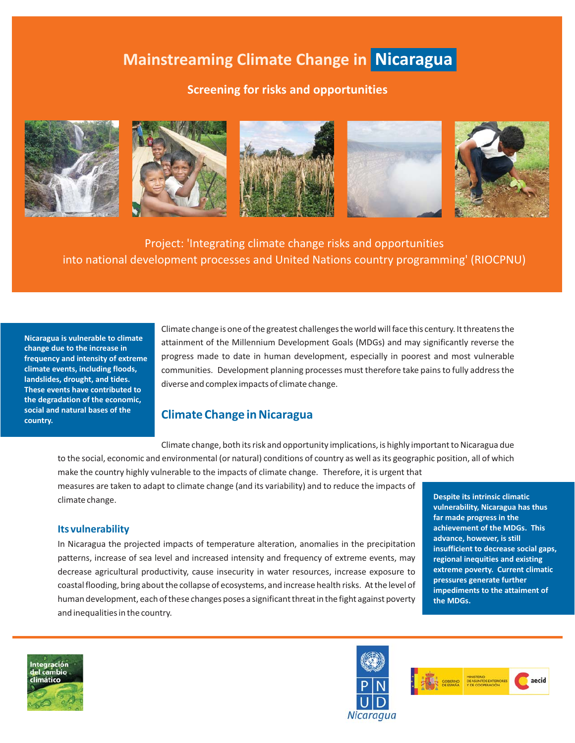# Mainstreaming Climate Change in Nicaragua

## Screening for risks and opportunities

Project: 'Integrating climate change risks and opportunities into national development processes and United Nations country programming' (RIOCPNU)

**Nicaragua is vulnerable to climate change due to the increase in frequency and intensity of extreme climate events, including floods, landslides, drought, and tides. These events have contributed to the degradation of the economic, social and natural bases of the country.**

Climate change is one of the greatest challenges the world will face this century. It threatens the attainment of the Millennium Development Goals (MDGs) and may significantly reverse the progress made to date in human development, especially in poorest and most vulnerable communities. Development planning processes must therefore take pains to fully address the diverse and complex impacts of climate change.

## Climate Change in Nicaragua

Climate change, both its risk and opportunity implications, is highly important to Nicaragua due to the social, economic and environmental (or natural) conditions of country as well as its geographic position, all of which make the country highly vulnerable to the impacts of climate change. Therefore, it is urgent that measures are taken to adapt to climate change (and its variability) and to reduce the impacts of climate change.

### Its vulnerability

In Nicaragua the projected impacts of temperature alteration, anomalies in the precipitation patterns, increase of sea level and increased intensity and frequency of extreme events, may decrease agricultural productivity, cause insecurity in water resources, increase exposure to coastal flooding, bring about the collapse of ecosystems, and increase health risks. At the level of human development, each of these changes poses a significant threat in the fight against poverty and inequalities in the country.

**Despite its intrinsic climatic vulnerability, Nicaragua has thus far made progress in the achievement of the MDGs. This advance, however, is still insufficient to decrease social gaps, regional inequities and existing extreme poverty. Current climatic pressures generate further impediments to the attainment of the MDGs.**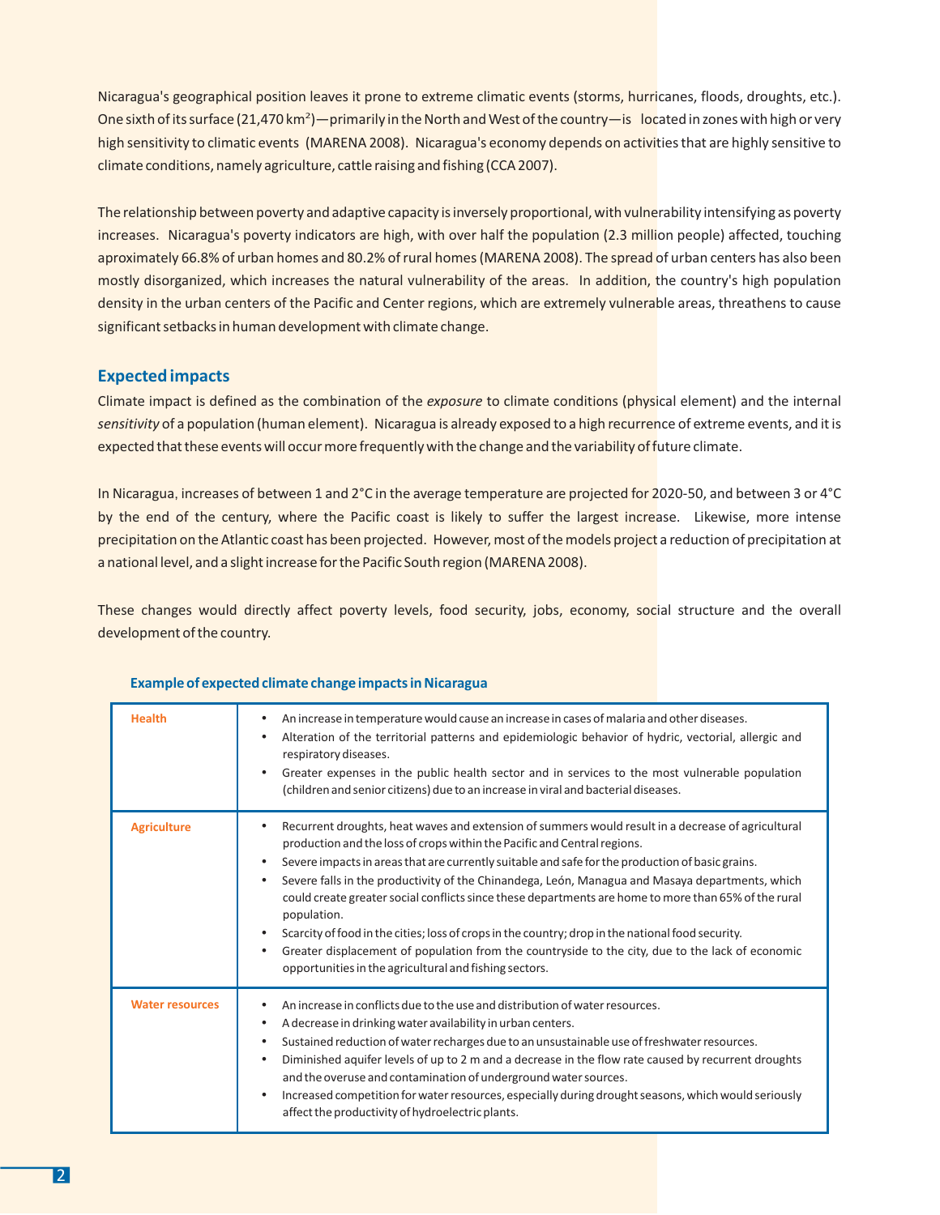Nicaragua's geographical position leaves it prone to extreme climatic events (storms, hurricanes, floods, droughts, etc.). One sixth of its surface (21,470 $km^2$)—primarily in the North and West of the country—is located in zones with high or very high sensitivity to climatic events (MARENA 2008). Nicaragua's economy depends on activities that are highly sensitive to climate conditions, namely agriculture, cattle raising and fishing (CCA 2007).

The relationship between poverty and adaptive capacity is inversely proportional, with vulnerability intensifying as poverty increases. Nicaragua's poverty indicators are high, with over half the population (2.3 million people) affected, touching aproximately 66.8% of urban homes and 80.2% of rural homes (MARENA 2008). The spread of urban centers has also been mostly disorganized, which increases the natural vulnerability of the areas. In addition, the country's high population density in the urban centers of the Pacific and Center regions, which are extremely vulnerable areas, threathens to cause significant setbacks in human development with climate change.

## Expected impacts

Climate impact is defined as the combination of the *exposure* to climate conditions (physical element) and the internal *sensitivity* of a population (human element). Nicaragua is already exposed to a high recurrence of extreme events, and it is expected that these events will occur more frequently with the change and the variability of future climate.

In Nicaragua, increases of between 1 and 2°C in the average temperature are projected for 2020-50, and between 3 or 4°C by the end of the century, where the Pacific coast is likely to suffer the largest increase. Likewise, more intense precipitation on the Atlantic coast has been projected. However, most of the models project a reduction of precipitation at a national level, and a slight increase for the Pacific South region (MARENA 2008).

These changes would directly affect poverty levels, food security, jobs, economy, social structure and the overall development of the country.

**Example of expected climate change impacts in Nicaragua**

| | |
|---|---|
| **Health** | • An increase in temperature would cause an increase in cases of malaria and other diseases.<br>• Alteration of the territorial patterns and epidemiologic behavior of hydric, vectorial, allergic and respiratory diseases.<br>• Greater expenses in the public health sector and in services to the most vulnerable population (children and senior citizens) due to an increase in viral and bacterial diseases. |
| **Agriculture** | • Recurrent droughts, heat waves and extension of summers would result in a decrease of agricultural production and the loss of crops within the Pacific and Central regions.<br>• Severe impacts in areas that are currently suitable and safe for the production of basic grains.<br>• Severe falls in the productivity of the Chinandega, León, Managua and Masaya departments, which could create greater social conflicts since these departments are home to more than 65% of the rural population.<br>• Scarcity of food in the cities; loss of crops in the country; drop in the national food security.<br>• Greater displacement of population from the countryside to the city, due to the lack of economic opportunities in the agricultural and fishing sectors. |
| **Water resources** | • An increase in conflicts due to the use and distribution of water resources.<br>• A decrease in drinking water availability in urban centers.<br>• Sustained reduction of water recharges due to an unsustainable use of freshwater resources.<br>• Diminished aquifer levels of up to 2 m and a decrease in the flow rate caused by recurrent droughts and the overuse and contamination of underground water sources.<br>• Increased competition for water resources, especially during drought seasons, which would seriously affect the productivity of hydroelectric plants. |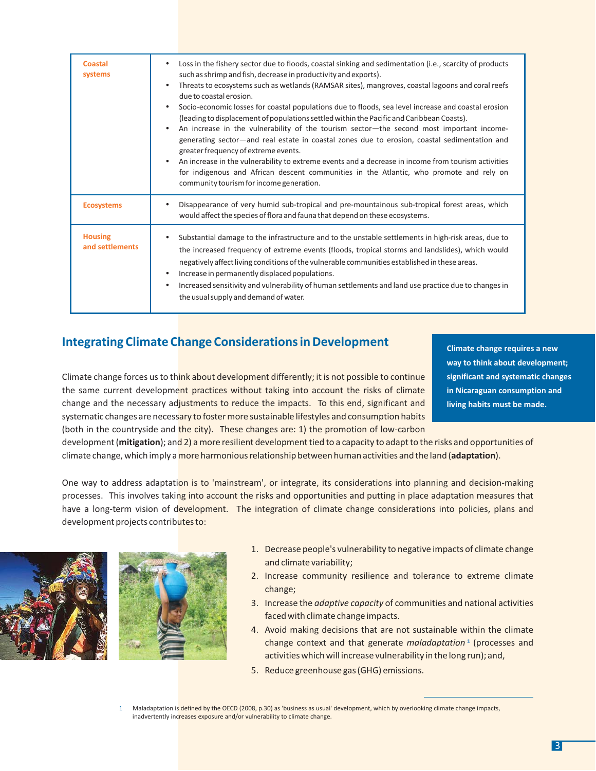| | |
|---|---|
| **Coastal systems** | • Loss in the fishery sector due to floods, coastal sinking and sedimentation (i.e., scarcity of products such as shrimp and fish, decrease in productivity and exports).<br>• Threats to ecosystems such as wetlands (RAMSAR sites), mangroves, coastal lagoons and coral reefs due to coastal erosion.<br>• Socio-economic losses for coastal populations due to floods, sea level increase and coastal erosion (leading to displacement of populations settled within the Pacific and Caribbean Coasts).<br>• An increase in the vulnerability of the tourism sector—the second most important income-generating sector—and real estate in coastal zones due to erosion, coastal sedimentation and greater frequency of extreme events.<br>• An increase in the vulnerability to extreme events and a decrease in income from tourism activities for indigenous and African descent communities in the Atlantic, who promote and rely on community tourism for income generation. |
| **Ecosystems** | • Disappearance of very humid sub-tropical and pre-mountainous sub-tropical forest areas, which would affect the species of flora and fauna that depend on these ecosystems. |
| **Housing and settlements** | • Substantial damage to the infrastructure and to the unstable settlements in high-risk areas, due to the increased frequency of extreme events (floods, tropical storms and landslides), which would negatively affect living conditions of the vulnerable communities established in these areas.<br>• Increase in permanently displaced populations.<br>• Increased sensitivity and vulnerability of human settlements and land use practice due to changes in the usual supply and demand of water. |

## Integrating Climate Change Considerations in Development

**Climate change requires a new way to think about development; significant and systematic changes in Nicaraguan consumption and living habits must be made.**

Climate change forces us to think about development differently; it is not possible to continue the same current development practices without taking into account the risks of climate change and the necessary adjustments to reduce the impacts. To this end, significant and systematic changes are necessary to foster more sustainable lifestyles and consumption habits (both in the countryside and the city). These changes are: 1) the promotion of low-carbon development (**mitigation**); and 2) a more resilient development tied to a capacity to adapt to the risks and opportunities of climate change, which imply a more harmonious relationship between human activities and the land (**adaptation**).

One way to address adaptation is to 'mainstream', or integrate, its considerations into planning and decision-making processes. This involves taking into account the risks and opportunities and putting in place adaptation measures that have a long-term vision of development. The integration of climate change considerations into policies, plans and development projects contributes to:

1. Decrease people's vulnerability to negative impacts of climate change and climate variability;
2. Increase community resilience and tolerance to extreme climate change;
3. Increase the *adaptive capacity* of communities and national activities faced with climate change impacts.
4. Avoid making decisions that are not sustainable within the climate change context and that generate *maladaptation* [1] (processes and activities which will increase vulnerability in the long run); and,
5. Reduce greenhouse gas (GHG) emissions.

1 Maladaptation is defined by the OECD (2008, p.30) as 'business as usual' development, which by overlooking climate change impacts, inadvertently increases exposure and/or vulnerability to climate change.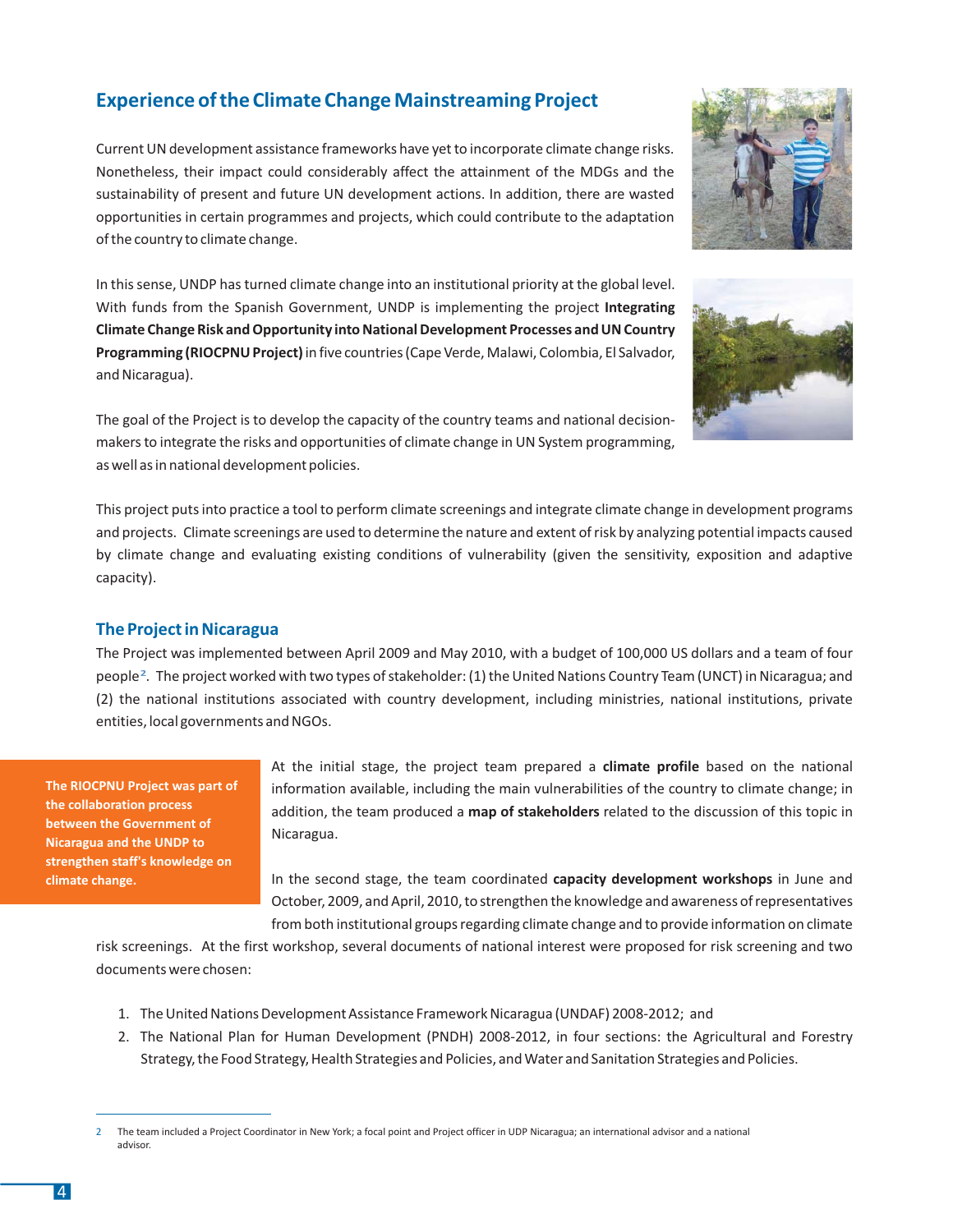## Experience of the Climate Change Mainstreaming Project

Current UN development assistance frameworks have yet to incorporate climate change risks. Nonetheless, their impact could considerably affect the attainment of the MDGs and the sustainability of present and future UN development actions. In addition, there are wasted opportunities in certain programmes and projects, which could contribute to the adaptation of the country to climate change.

In this sense, UNDP has turned climate change into an institutional priority at the global level. With funds from the Spanish Government, UNDP is implementing the project **Integrating Climate Change Risk and Opportunity into National Development Processes and UN Country Programming (RIOCPNU Project)** in five countries (Cape Verde, Malawi, Colombia, El Salvador, and Nicaragua).

The goal of the Project is to develop the capacity of the country teams and national decision-makers to integrate the risks and opportunities of climate change in UN System programming, as well as in national development policies.

This project puts into practice a tool to perform climate screenings and integrate climate change in development programs and projects. Climate screenings are used to determine the nature and extent of risk by analyzing potential impacts caused by climate change and evaluating existing conditions of vulnerability (given the sensitivity, exposition and adaptive capacity).

### The Project in Nicaragua

The Project was implemented between April 2009 and May 2010, with a budget of 100,000 US dollars and a team of four people[2]. The project worked with two types of stakeholder: (1) the United Nations Country Team (UNCT) in Nicaragua; and (2) the national institutions associated with country development, including ministries, national institutions, private entities, local governments and NGOs.

**The RIOCPNU Project was part of the collaboration process between the Government of Nicaragua and the UNDP to strengthen staff's knowledge on climate change.**

At the initial stage, the project team prepared a **climate profile** based on the national information available, including the main vulnerabilities of the country to climate change; in addition, the team produced a **map of stakeholders** related to the discussion of this topic in Nicaragua.

In the second stage, the team coordinated **capacity development workshops** in June and October, 2009, and April, 2010, to strengthen the knowledge and awareness of representatives from both institutional groups regarding climate change and to provide information on climate risk screenings. At the first workshop, several documents of national interest were proposed for risk screening and two documents were chosen:

1. The United Nations Development Assistance Framework Nicaragua (UNDAF) 2008-2012; and
2. The National Plan for Human Development (PNDH) 2008-2012, in four sections: the Agricultural and Forestry Strategy, the Food Strategy, Health Strategies and Policies, and Water and Sanitation Strategies and Policies.

---

[2] The team included a Project Coordinator in New York; a focal point and Project officer in UDP Nicaragua; an international advisor and a national advisor.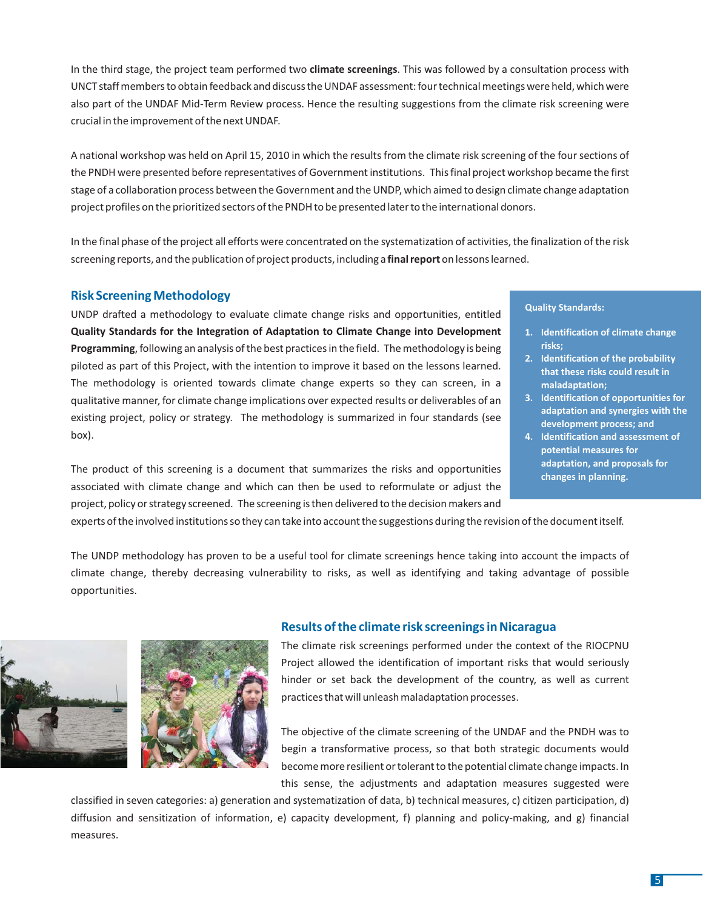In the third stage, the project team performed two **climate screenings**. This was followed by a consultation process with UNCT staff members to obtain feedback and discuss the UNDAF assessment: four technical meetings were held, which were also part of the UNDAF Mid-Term Review process. Hence the resulting suggestions from the climate risk screening were crucial in the improvement of the next UNDAF.

A national workshop was held on April 15, 2010 in which the results from the climate risk screening of the four sections of the PNDH were presented before representatives of Government institutions. This final project workshop became the first stage of a collaboration process between the Government and the UNDP, which aimed to design climate change adaptation project profiles on the prioritized sectors of the PNDH to be presented later to the international donors.

In the final phase of the project all efforts were concentrated on the systematization of activities, the finalization of the risk screening reports, and the publication of project products, including a **final report** on lessons learned.

## Risk Screening Methodology

UNDP drafted a methodology to evaluate climate change risks and opportunities, entitled **Quality Standards for the Integration of Adaptation to Climate Change into Development Programming**, following an analysis of the best practices in the field. The methodology is being piloted as part of this Project, with the intention to improve it based on the lessons learned. The methodology is oriented towards climate change experts so they can screen, in a qualitative manner, for climate change implications over expected results or deliverables of an existing project, policy or strategy. The methodology is summarized in four standards (see box).

**Quality Standards:**

1. **Identification of climate change risks;**
2. **Identification of the probability that these risks could result in maladaptation;**
3. **Identification of opportunities for adaptation and synergies with the development process; and**
4. **Identification and assessment of potential measures for adaptation, and proposals for changes in planning.**

The product of this screening is a document that summarizes the risks and opportunities associated with climate change and which can then be used to reformulate or adjust the project, policy or strategy screened. The screening is then delivered to the decision makers and experts of the involved institutions so they can take into account the suggestions during the revision of the document itself.

The UNDP methodology has proven to be a useful tool for climate screenings hence taking into account the impacts of climate change, thereby decreasing vulnerability to risks, as well as identifying and taking advantage of possible opportunities.

## Results of the climate risk screenings in Nicaragua

The climate risk screenings performed under the context of the RIOCPNU Project allowed the identification of important risks that would seriously hinder or set back the development of the country, as well as current practices that will unleash maladaptation processes.

The objective of the climate screening of the UNDAF and the PNDH was to begin a transformative process, so that both strategic documents would become more resilient or tolerant to the potential climate change impacts. In this sense, the adjustments and adaptation measures suggested were classified in seven categories: a) generation and systematization of data, b) technical measures, c) citizen participation, d) diffusion and sensitization of information, e) capacity development, f) planning and policy-making, and g) financial measures.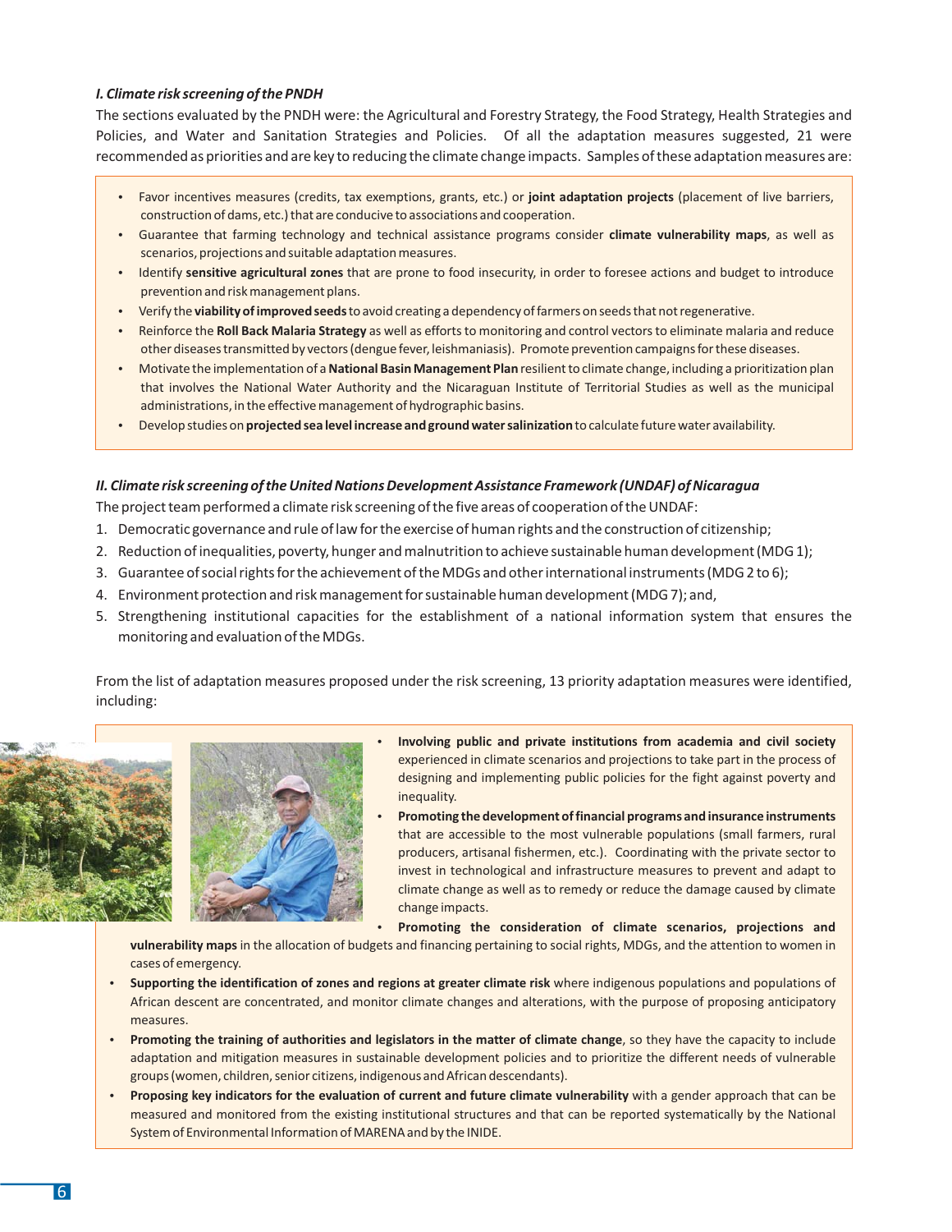### *I. Climate risk screening of the PNDH*

The sections evaluated by the PNDH were: the Agricultural and Forestry Strategy, the Food Strategy, Health Strategies and Policies, and Water and Sanitation Strategies and Policies. Of all the adaptation measures suggested, 21 were recommended as priorities and are key to reducing the climate change impacts. Samples of these adaptation measures are:

- Favor incentives measures (credits, tax exemptions, grants, etc.) or **joint adaptation projects** (placement of live barriers, construction of dams, etc.) that are conducive to associations and cooperation.
- Guarantee that farming technology and technical assistance programs consider **climate vulnerability maps**, as well as scenarios, projections and suitable adaptation measures.
- Identify **sensitive agricultural zones** that are prone to food insecurity, in order to foresee actions and budget to introduce prevention and risk management plans.
- Verify the **viability of improved seeds** to avoid creating a dependency of farmers on seeds that not regenerative.
- Reinforce the **Roll Back Malaria Strategy** as well as efforts to monitoring and control vectors to eliminate malaria and reduce other diseases transmitted by vectors (dengue fever, leishmaniasis). Promote prevention campaigns for these diseases.
- Motivate the implementation of a **National Basin Management Plan** resilient to climate change, including a prioritization plan that involves the National Water Authority and the Nicaraguan Institute of Territorial Studies as well as the municipal administrations, in the effective management of hydrographic basins.
- Develop studies on **projected sea level increase and ground water salinization** to calculate future water availability.

### *II. Climate risk screening of the United Nations Development Assistance Framework (UNDAF) of Nicaragua*

The project team performed a climate risk screening of the five areas of cooperation of the UNDAF:

1. Democratic governance and rule of law for the exercise of human rights and the construction of citizenship;
2. Reduction of inequalities, poverty, hunger and malnutrition to achieve sustainable human development (MDG 1);
3. Guarantee of social rights for the achievement of the MDGs and other international instruments (MDG 2 to 6);
4. Environment protection and risk management for sustainable human development (MDG 7); and,
5. Strengthening institutional capacities for the establishment of a national information system that ensures the monitoring and evaluation of the MDGs.

From the list of adaptation measures proposed under the risk screening, 13 priority adaptation measures were identified, including:

- **Involving public and private institutions from academia and civil society** experienced in climate scenarios and projections to take part in the process of designing and implementing public policies for the fight against poverty and inequality.
- **Promoting the development of financial programs and insurance instruments** that are accessible to the most vulnerable populations (small farmers, rural producers, artisanal fishermen, etc.). Coordinating with the private sector to invest in technological and infrastructure measures to prevent and adapt to climate change as well as to remedy or reduce the damage caused by climate change impacts.
- **Promoting the consideration of climate scenarios, projections and vulnerability maps** in the allocation of budgets and financing pertaining to social rights, MDGs, and the attention to women in cases of emergency.
- **Supporting the identification of zones and regions at greater climate risk** where indigenous populations and populations of African descent are concentrated, and monitor climate changes and alterations, with the purpose of proposing anticipatory measures.
- **Promoting the training of authorities and legislators in the matter of climate change**, so they have the capacity to include adaptation and mitigation measures in sustainable development policies and to prioritize the different needs of vulnerable groups (women, children, senior citizens, indigenous and African descendants).
- **Proposing key indicators for the evaluation of current and future climate vulnerability** with a gender approach that can be measured and monitored from the existing institutional structures and that can be reported systematically by the National System of Environmental Information of MARENA and by the INIDE.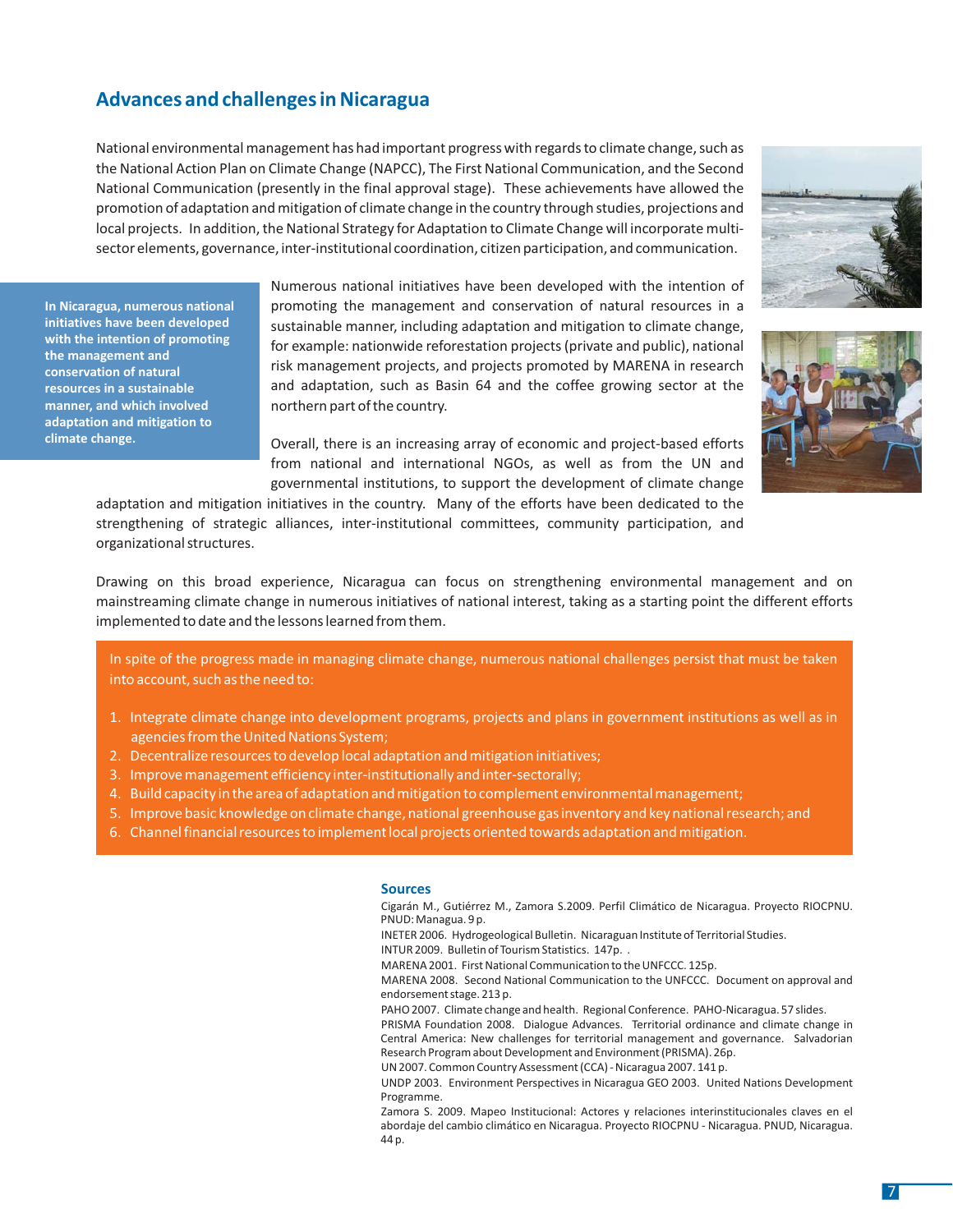## Advances and challenges in Nicaragua

National environmental management has had important progress with regards to climate change, such as the National Action Plan on Climate Change (NAPCC), The First National Communication, and the Second National Communication (presently in the final approval stage). These achievements have allowed the promotion of adaptation and mitigation of climate change in the country through studies, projections and local projects. In addition, the National Strategy for Adaptation to Climate Change will incorporate multi-sector elements, governance, inter-institutional coordination, citizen participation, and communication.

**In Nicaragua, numerous national initiatives have been developed with the intention of promoting the management and conservation of natural resources in a sustainable manner, and which involved adaptation and mitigation to climate change.**

Numerous national initiatives have been developed with the intention of promoting the management and conservation of natural resources in a sustainable manner, including adaptation and mitigation to climate change, for example: nationwide reforestation projects (private and public), national risk management projects, and projects promoted by MARENA in research and adaptation, such as Basin 64 and the coffee growing sector at the northern part of the country.

Overall, there is an increasing array of economic and project-based efforts from national and international NGOs, as well as from the UN and governmental institutions, to support the development of climate change adaptation and mitigation initiatives in the country. Many of the efforts have been dedicated to the strengthening of strategic alliances, inter-institutional committees, community participation, and organizational structures.

Drawing on this broad experience, Nicaragua can focus on strengthening environmental management and on mainstreaming climate change in numerous initiatives of national interest, taking as a starting point the different efforts implemented to date and the lessons learned from them.

In spite of the progress made in managing climate change, numerous national challenges persist that must be taken into account, such as the need to:

1. Integrate climate change into development programs, projects and plans in government institutions as well as in agencies from the United Nations System;
2. Decentralize resources to develop local adaptation and mitigation initiatives;
3. Improve management efficiency inter-institutionally and inter-sectorally;
4. Build capacity in the area of adaptation and mitigation to complement environmental management;
5. Improve basic knowledge on climate change, national greenhouse gas inventory and key national research; and
6. Channel financial resources to implement local projects oriented towards adaptation and mitigation.

### Sources

Cigarán M., Gutiérrez M., Zamora S.2009. Perfil Climático de Nicaragua. Proyecto RIOCPNU. PNUD: Managua. 9 p.

INETER 2006. Hydrogeological Bulletin. Nicaraguan Institute of Territorial Studies.

INTUR 2009. Bulletin of Tourism Statistics. 147p. .

MARENA 2001. First National Communication to the UNFCCC. 125p.

MARENA 2008. Second National Communication to the UNFCCC. Document on approval and endorsement stage. 213 p.

PAHO 2007. Climate change and health. Regional Conference. PAHO-Nicaragua. 57 slides.

PRISMA Foundation 2008. Dialogue Advances. Territorial ordinance and climate change in Central America: New challenges for territorial management and governance. Salvadorian Research Program about Development and Environment (PRISMA). 26p.

UN 2007. Common Country Assessment (CCA) - Nicaragua 2007. 141 p.

UNDP 2003. Environment Perspectives in Nicaragua GEO 2003. United Nations Development Programme.

Zamora S. 2009. Mapeo Institucional: Actores y relaciones interinstitucionales claves en el abordaje del cambio climático en Nicaragua. Proyecto RIOCPNU - Nicaragua. PNUD, Nicaragua. 44 p.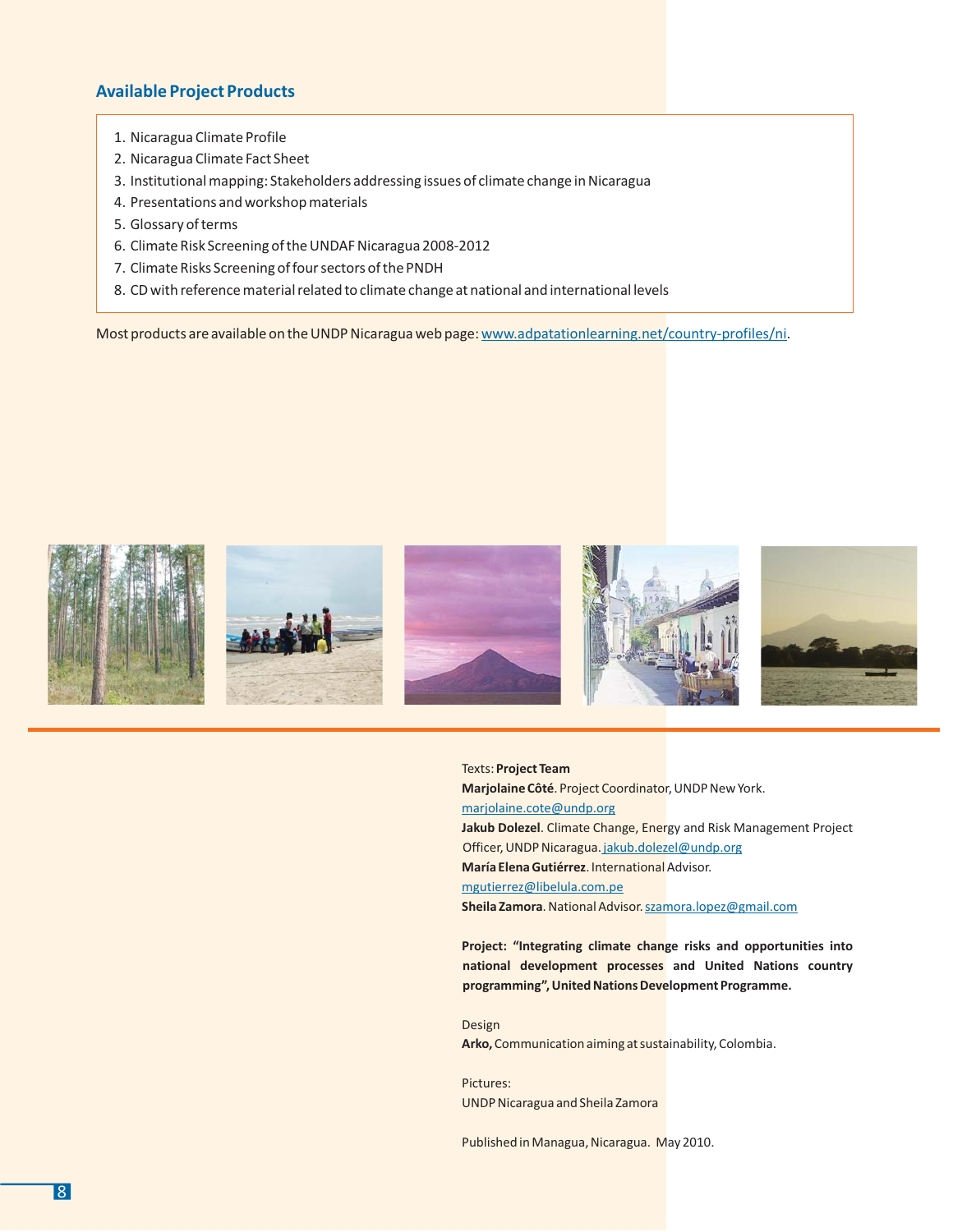## Available Project Products

1. Nicaragua Climate Profile
2. Nicaragua Climate Fact Sheet
3. Institutional mapping: Stakeholders addressing issues of climate change in Nicaragua
4. Presentations and workshop materials
5. Glossary of terms
6. Climate Risk Screening of the UNDAF Nicaragua 2008-2012
7. Climate Risks Screening of four sectors of the PNDH
8. CD with reference material related to climate change at national and international levels

Most products are available on the UNDP Nicaragua web page: www.adpatationlearning.net/country-profiles/ni.

Texts: **Project Team**
**Marjolaine Côté**. Project Coordinator, UNDP New York. marjolaine.cote@undp.org
**Jakub Dolezel**. Climate Change, Energy and Risk Management Project Officer, UNDP Nicaragua. jakub.dolezel@undp.org
**María Elena Gutiérrez**. International Advisor. mgutierrez@libelula.com.pe
**Sheila Zamora**. National Advisor. szamora.lopez@gmail.com

**Project: "Integrating climate change risks and opportunities into national development processes and United Nations country programming", United Nations Development Programme.**

Design
**Arko,** Communication aiming at sustainability, Colombia.

Pictures:
UNDP Nicaragua and Sheila Zamora

Published in Managua, Nicaragua. May 2010.